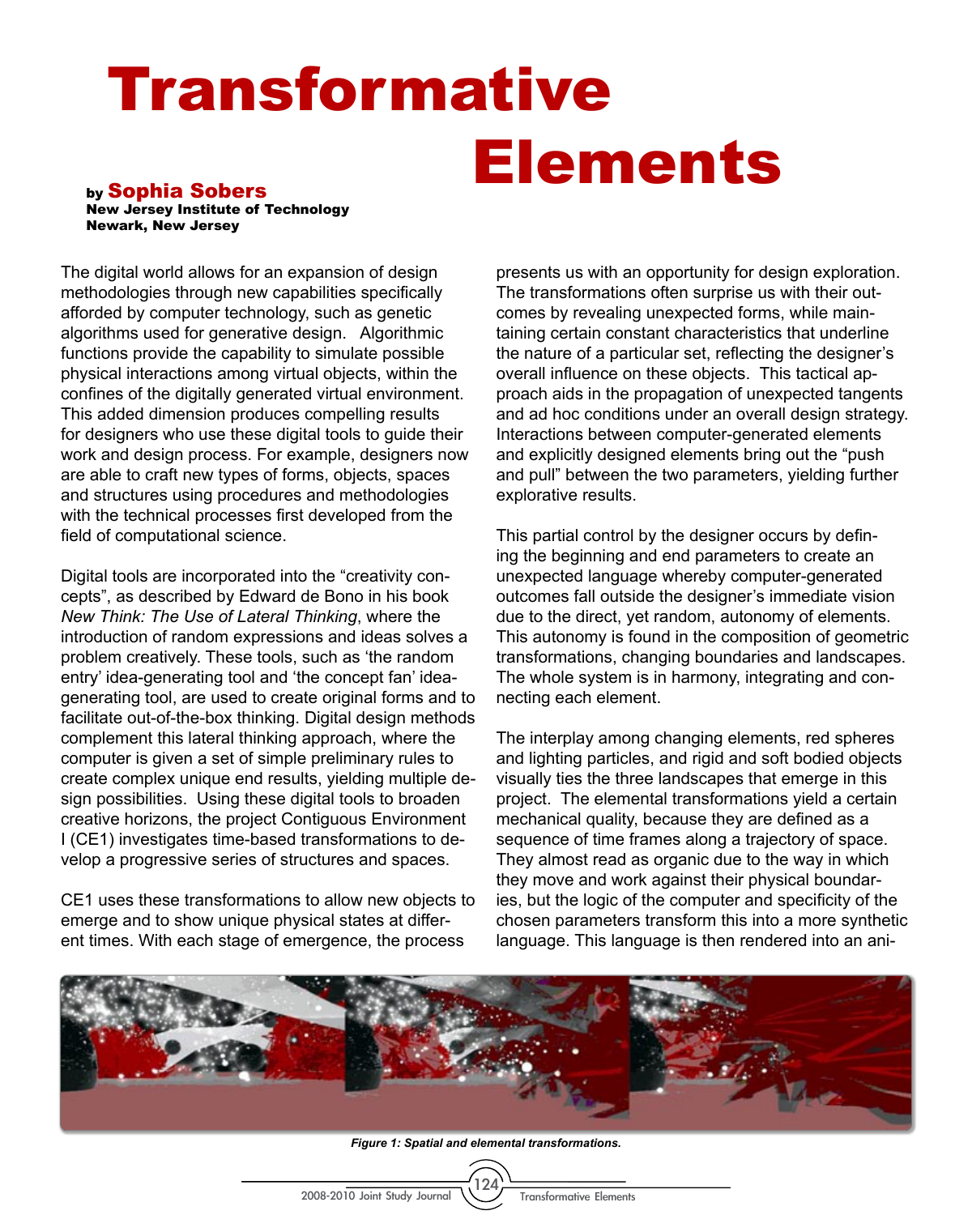# Transformative Elements

by **Sophia Sobers**
**New Jersey Institute of Technology**
**Newark, New Jersey**

The digital world allows for an expansion of design methodologies through new capabilities specifically afforded by computer technology, such as genetic algorithms used for generative design. Algorithmic functions provide the capability to simulate possible physical interactions among virtual objects, within the confines of the digitally generated virtual environment. This added dimension produces compelling results for designers who use these digital tools to guide their work and design process. For example, designers now are able to craft new types of forms, objects, spaces and structures using procedures and methodologies with the technical processes first developed from the field of computational science.

Digital tools are incorporated into the "creativity concepts", as described by Edward de Bono in his book *New Think: The Use of Lateral Thinking*, where the introduction of random expressions and ideas solves a problem creatively. These tools, such as 'the random entry' idea-generating tool and 'the concept fan' idea-generating tool, are used to create original forms and to facilitate out-of-the-box thinking. Digital design methods complement this lateral thinking approach, where the computer is given a set of simple preliminary rules to create complex unique end results, yielding multiple design possibilities. Using these digital tools to broaden creative horizons, the project Contiguous Environment I (CE1) investigates time-based transformations to develop a progressive series of structures and spaces.

CE1 uses these transformations to allow new objects to emerge and to show unique physical states at different times. With each stage of emergence, the process presents us with an opportunity for design exploration. The transformations often surprise us with their outcomes by revealing unexpected forms, while maintaining certain constant characteristics that underline the nature of a particular set, reflecting the designer's overall influence on these objects. This tactical approach aids in the propagation of unexpected tangents and ad hoc conditions under an overall design strategy. Interactions between computer-generated elements and explicitly designed elements bring out the "push and pull" between the two parameters, yielding further explorative results.

This partial control by the designer occurs by defining the beginning and end parameters to create an unexpected language whereby computer-generated outcomes fall outside the designer's immediate vision due to the direct, yet random, autonomy of elements. This autonomy is found in the composition of geometric transformations, changing boundaries and landscapes. The whole system is in harmony, integrating and connecting each element.

The interplay among changing elements, red spheres and lighting particles, and rigid and soft bodied objects visually ties the three landscapes that emerge in this project. The elemental transformations yield a certain mechanical quality, because they are defined as a sequence of time frames along a trajectory of space. They almost read as organic due to the way in which they move and work against their physical boundaries, but the logic of the computer and specificity of the chosen parameters transform this into a more synthetic language. This language is then rendered into an ani-

***Figure 1: Spatial and elemental transformations.***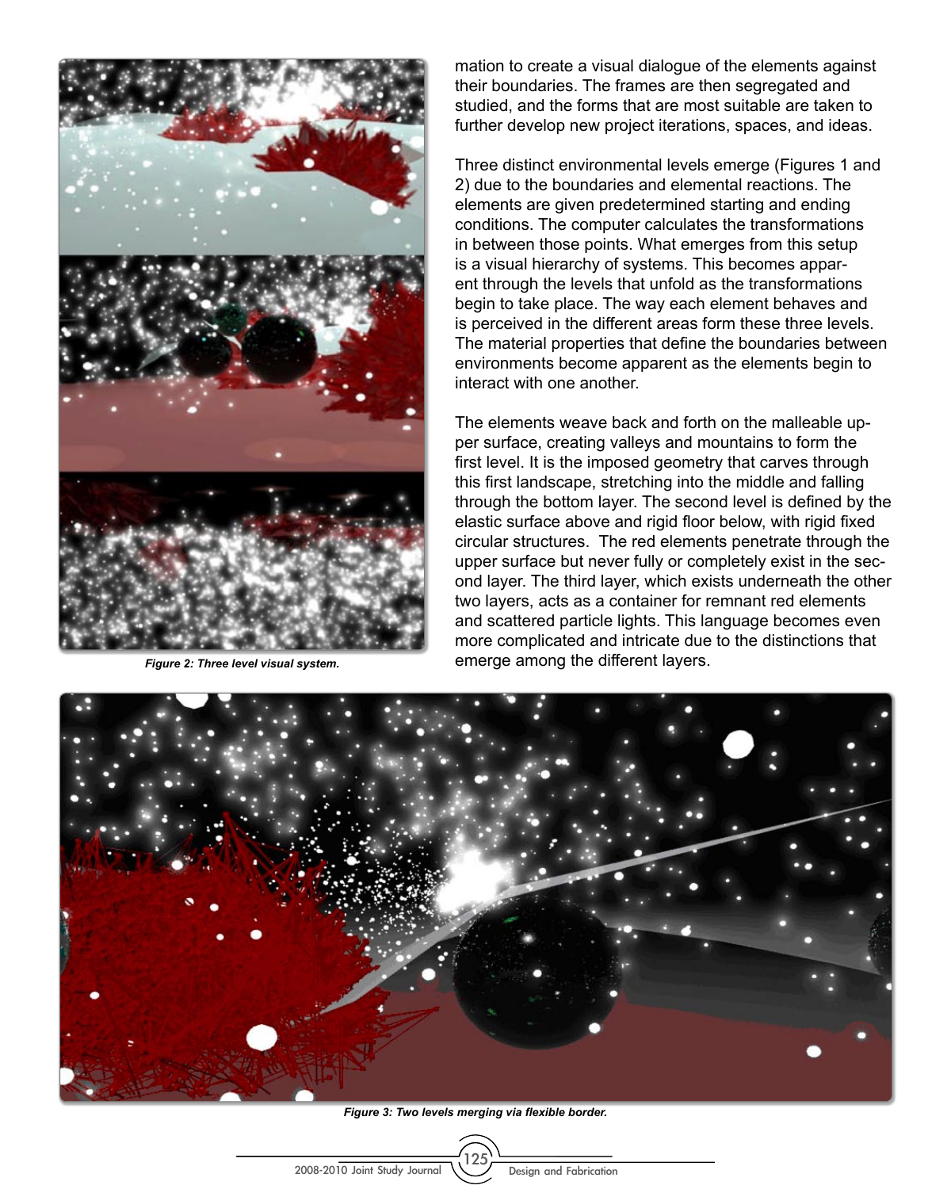Figure 2: Three level visual system.

mation to create a visual dialogue of the elements against their boundaries. The frames are then segregated and studied, and the forms that are most suitable are taken to further develop new project iterations, spaces, and ideas.

Three distinct environmental levels emerge (Figures 1 and 2) due to the boundaries and elemental reactions. The elements are given predetermined starting and ending conditions. The computer calculates the transformations in between those points. What emerges from this setup is a visual hierarchy of systems. This becomes apparent through the levels that unfold as the transformations begin to take place. The way each element behaves and is perceived in the different areas form these three levels. The material properties that define the boundaries between environments become apparent as the elements begin to interact with one another.

The elements weave back and forth on the malleable upper surface, creating valleys and mountains to form the first level. It is the imposed geometry that carves through this first landscape, stretching into the middle and falling through the bottom layer. The second level is defined by the elastic surface above and rigid floor below, with rigid fixed circular structures. The red elements penetrate through the upper surface but never fully or completely exist in the second layer. The third layer, which exists underneath the other two layers, acts as a container for remnant red elements and scattered particle lights. This language becomes even more complicated and intricate due to the distinctions that emerge among the different layers.

Figure 3: Two levels merging via flexible border.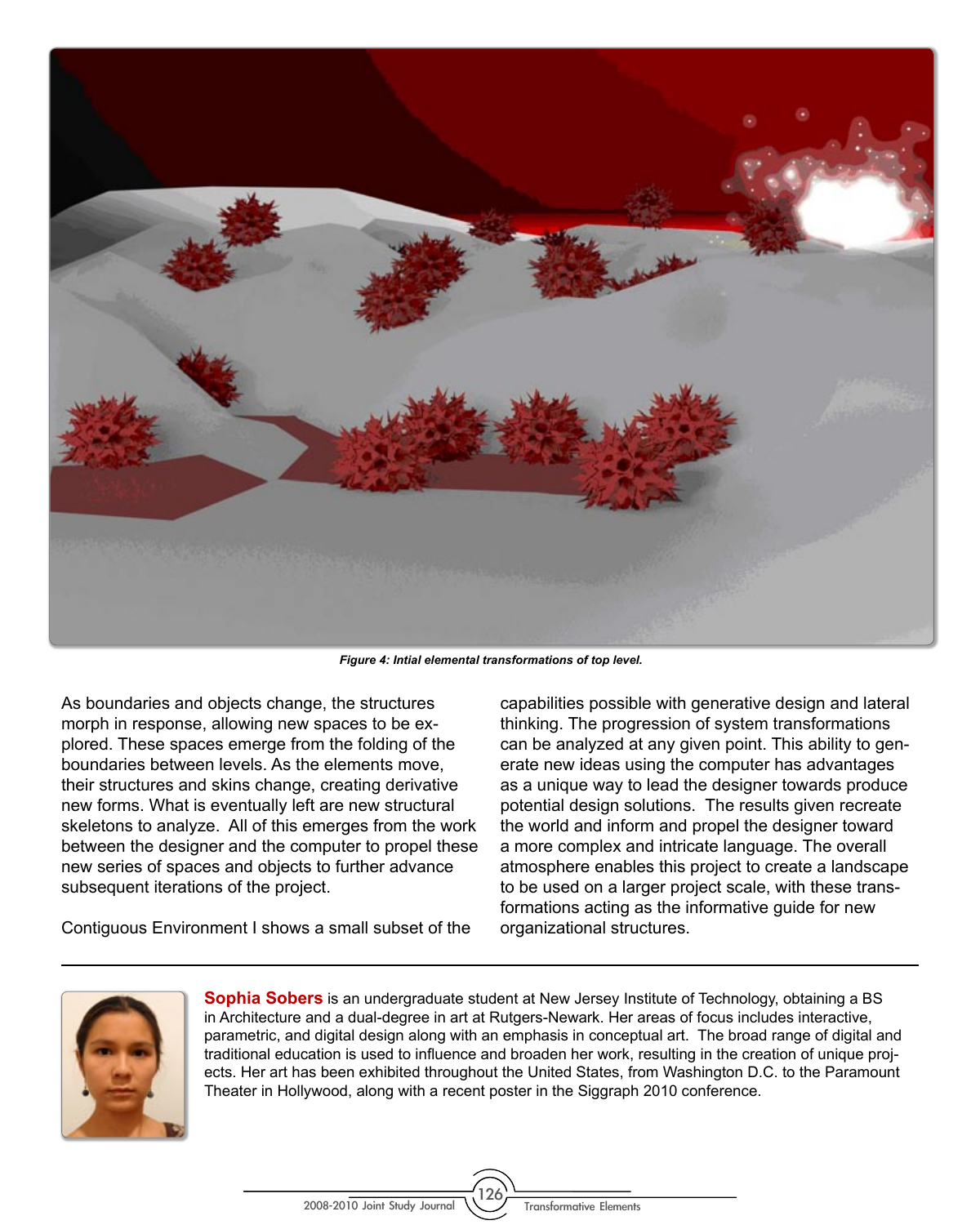*Figure 4: Intial elemental transformations of top level.*

As boundaries and objects change, the structures morph in response, allowing new spaces to be explored. These spaces emerge from the folding of the boundaries between levels. As the elements move, their structures and skins change, creating derivative new forms. What is eventually left are new structural skeletons to analyze. All of this emerges from the work between the designer and the computer to propel these new series of spaces and objects to further advance subsequent iterations of the project.

Contiguous Environment I shows a small subset of the capabilities possible with generative design and lateral thinking. The progression of system transformations can be analyzed at any given point. This ability to generate new ideas using the computer has advantages as a unique way to lead the designer towards produce potential design solutions. The results given recreate the world and inform and propel the designer toward a more complex and intricate language. The overall atmosphere enables this project to create a landscape to be used on a larger project scale, with these transformations acting as the informative guide for new organizational structures.

---

**Sophia Sobers** is an undergraduate student at New Jersey Institute of Technology, obtaining a BS in Architecture and a dual-degree in art at Rutgers-Newark. Her areas of focus includes interactive, parametric, and digital design along with an emphasis in conceptual art. The broad range of digital and traditional education is used to influence and broaden her work, resulting in the creation of unique projects. Her art has been exhibited throughout the United States, from Washington D.C. to the Paramount Theater in Hollywood, along with a recent poster in the Siggraph 2010 conference.